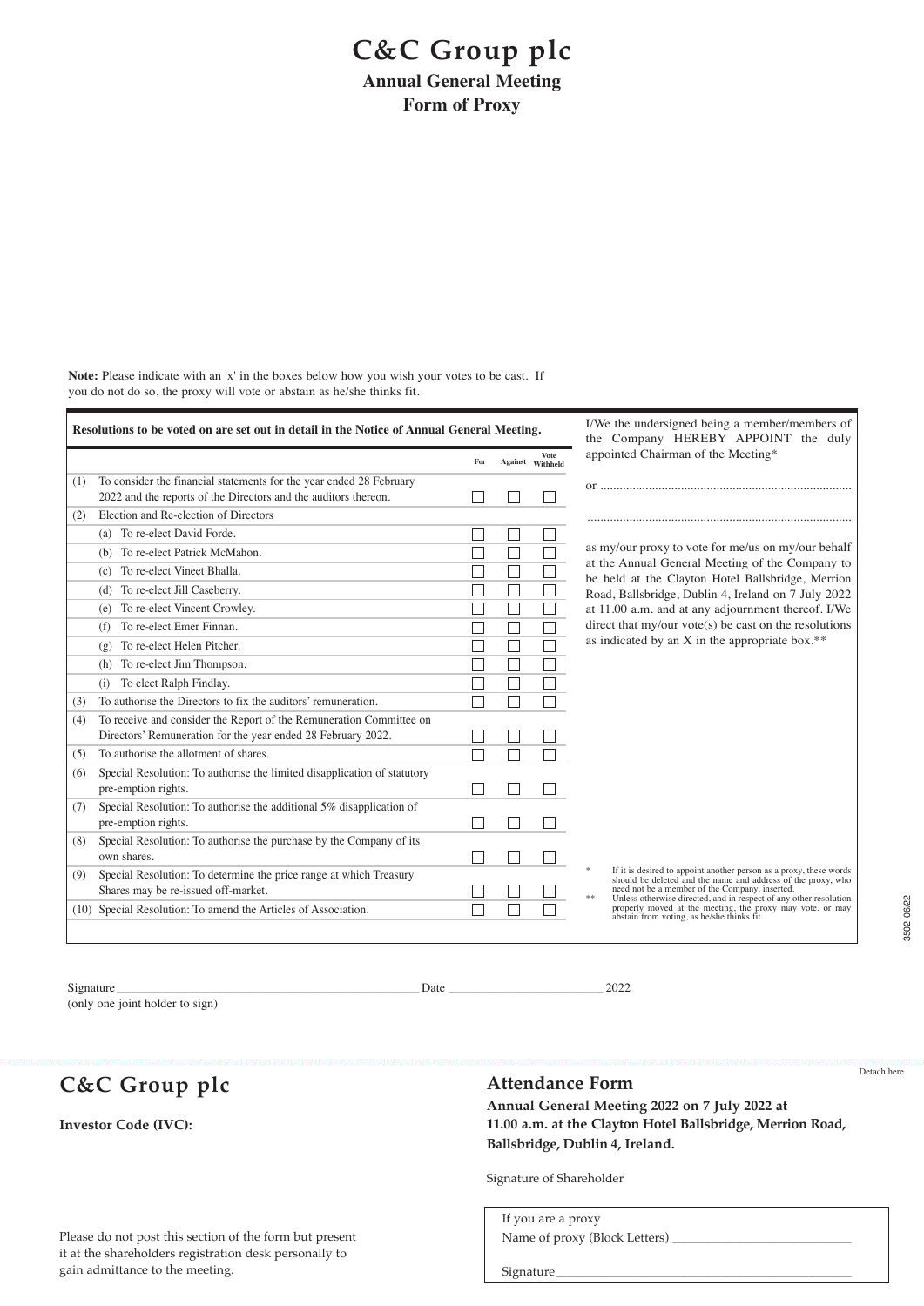# C&C Group plc

## Annual General Meeting
## Form of Proxy

**Note:** Please indicate with an 'x' in the boxes below how you wish your votes to be cast. If you do not do so, the proxy will vote or abstain as he/she thinks fit.

**Resolutions to be voted on are set out in detail in the Notice of Annual General Meeting.**

| | | For | Against | Vote Withheld |
|---|---|---|---|---|
| (1) | To consider the financial statements for the year ended 28 February 2022 and the reports of the Directors and the auditors thereon. | ☐ | ☐ | ☐ |
| (2) | Election and Re-election of Directors | | | |
| | (a) To re-elect David Forde. | ☐ | ☐ | ☐ |
| | (b) To re-elect Patrick McMahon. | ☐ | ☐ | ☐ |
| | (c) To re-elect Vineet Bhalla. | ☐ | ☐ | ☐ |
| | (d) To re-elect Jill Caseberry. | ☐ | ☐ | ☐ |
| | (e) To re-elect Vincent Crowley. | ☐ | ☐ | ☐ |
| | (f) To re-elect Emer Finnan. | ☐ | ☐ | ☐ |
| | (g) To re-elect Helen Pitcher. | ☐ | ☐ | ☐ |
| | (h) To re-elect Jim Thompson. | ☐ | ☐ | ☐ |
| | (i) To elect Ralph Findlay. | ☐ | ☐ | ☐ |
| (3) | To authorise the Directors to fix the auditors' remuneration. | ☐ | ☐ | ☐ |
| (4) | To receive and consider the Report of the Remuneration Committee on Directors' Remuneration for the year ended 28 February 2022. | ☐ | ☐ | ☐ |
| (5) | To authorise the allotment of shares. | ☐ | ☐ | ☐ |
| (6) | Special Resolution: To authorise the limited disapplication of statutory pre-emption rights. | ☐ | ☐ | ☐ |
| (7) | Special Resolution: To authorise the additional 5% disapplication of pre-emption rights. | ☐ | ☐ | ☐ |
| (8) | Special Resolution: To authorise the purchase by the Company of its own shares. | ☐ | ☐ | ☐ |
| (9) | Special Resolution: To determine the price range at which Treasury Shares may be re-issued off-market. | ☐ | ☐ | ☐ |
| (10) | Special Resolution: To amend the Articles of Association. | ☐ | ☐ | ☐ |

I/We the undersigned being a member/members of the Company HEREBY APPOINT the duly appointed Chairman of the Meeting*

or ............................................................................

............................................................................

as my/our proxy to vote for me/us on my/our behalf at the Annual General Meeting of the Company to be held at the Clayton Hotel Ballsbridge, Merrion Road, Ballsbridge, Dublin 4, Ireland on 7 July 2022 at 11.00 a.m. and at any adjournment thereof. I/We direct that my/our vote(s) be cast on the resolutions as indicated by an X in the appropriate box.**

\* If it is desired to appoint another person as a proxy, these words should be deleted and the name and address of the proxy, who need not be a member of the Company, inserted.

\*\* Unless otherwise directed, and in respect of any other resolution properly moved at the meeting, the proxy may vote, or may abstain from voting, as he/she thinks fit.

Signature ____________________ Date ____________________ 2022

(only one joint holder to sign)

3502 06/22

Detach here

---

## C&C Group plc

**Investor Code (IVC):**

Please do not post this section of the form but present it at the shareholders registration desk personally to gain admittance to the meeting.

## Attendance Form

**Annual General Meeting 2022 on 7 July 2022 at 11.00 a.m. at the Clayton Hotel Ballsbridge, Merrion Road, Ballsbridge, Dublin 4, Ireland.**

Signature of Shareholder

If you are a proxy

Name of proxy (Block Letters) ____________________

Signature ____________________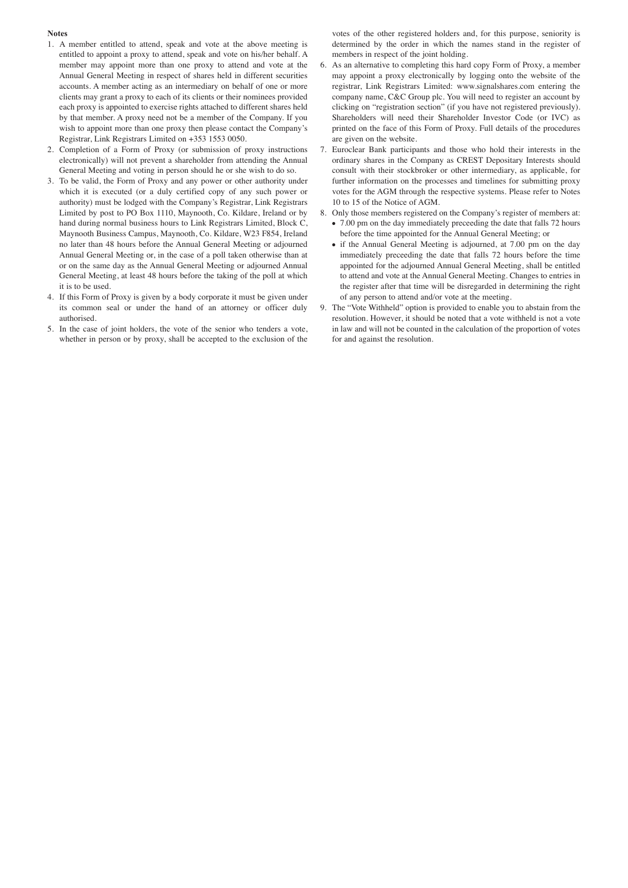**Notes**

1. A member entitled to attend, speak and vote at the above meeting is entitled to appoint a proxy to attend, speak and vote on his/her behalf. A member may appoint more than one proxy to attend and vote at the Annual General Meeting in respect of shares held in different securities accounts. A member acting as an intermediary on behalf of one or more clients may grant a proxy to each of its clients or their nominees provided each proxy is appointed to exercise rights attached to different shares held by that member. A proxy need not be a member of the Company. If you wish to appoint more than one proxy then please contact the Company's Registrar, Link Registrars Limited on +353 1553 0050.
2. Completion of a Form of Proxy (or submission of proxy instructions electronically) will not prevent a shareholder from attending the Annual General Meeting and voting in person should he or she wish to do so.
3. To be valid, the Form of Proxy and any power or other authority under which it is executed (or a duly certified copy of any such power or authority) must be lodged with the Company's Registrar, Link Registrars Limited by post to PO Box 1110, Maynooth, Co. Kildare, Ireland or by hand during normal business hours to Link Registrars Limited, Block C, Maynooth Business Campus, Maynooth, Co. Kildare, W23 F854, Ireland no later than 48 hours before the Annual General Meeting or adjourned Annual General Meeting or, in the case of a poll taken otherwise than at or on the same day as the Annual General Meeting or adjourned Annual General Meeting, at least 48 hours before the taking of the poll at which it is to be used.
4. If this Form of Proxy is given by a body corporate it must be given under its common seal or under the hand of an attorney or officer duly authorised.
5. In the case of joint holders, the vote of the senior who tenders a vote, whether in person or by proxy, shall be accepted to the exclusion of the votes of the other registered holders and, for this purpose, seniority is determined by the order in which the names stand in the register of members in respect of the joint holding.
6. As an alternative to completing this hard copy Form of Proxy, a member may appoint a proxy electronically by logging onto the website of the registrar, Link Registrars Limited: www.signalshares.com entering the company name, C&C Group plc. You will need to register an account by clicking on "registration section" (if you have not registered previously). Shareholders will need their Shareholder Investor Code (or IVC) as printed on the face of this Form of Proxy. Full details of the procedures are given on the website.
7. Euroclear Bank participants and those who hold their interests in the ordinary shares in the Company as CREST Depositary Interests should consult with their stockbroker or other intermediary, as applicable, for further information on the processes and timelines for submitting proxy votes for the AGM through the respective systems. Please refer to Notes 10 to 15 of the Notice of AGM.
8. Only those members registered on the Company's register of members at:
   - 7.00 pm on the day immediately preceeding the date that falls 72 hours before the time appointed for the Annual General Meeting; or
   - if the Annual General Meeting is adjourned, at 7.00 pm on the day immediately preceeding the date that falls 72 hours before the time appointed for the adjourned Annual General Meeting, shall be entitled to attend and vote at the Annual General Meeting. Changes to entries in the register after that time will be disregarded in determining the right of any person to attend and/or vote at the meeting.
9. The "Vote Withheld" option is provided to enable you to abstain from the resolution. However, it should be noted that a vote withheld is not a vote in law and will not be counted in the calculation of the proportion of votes for and against the resolution.